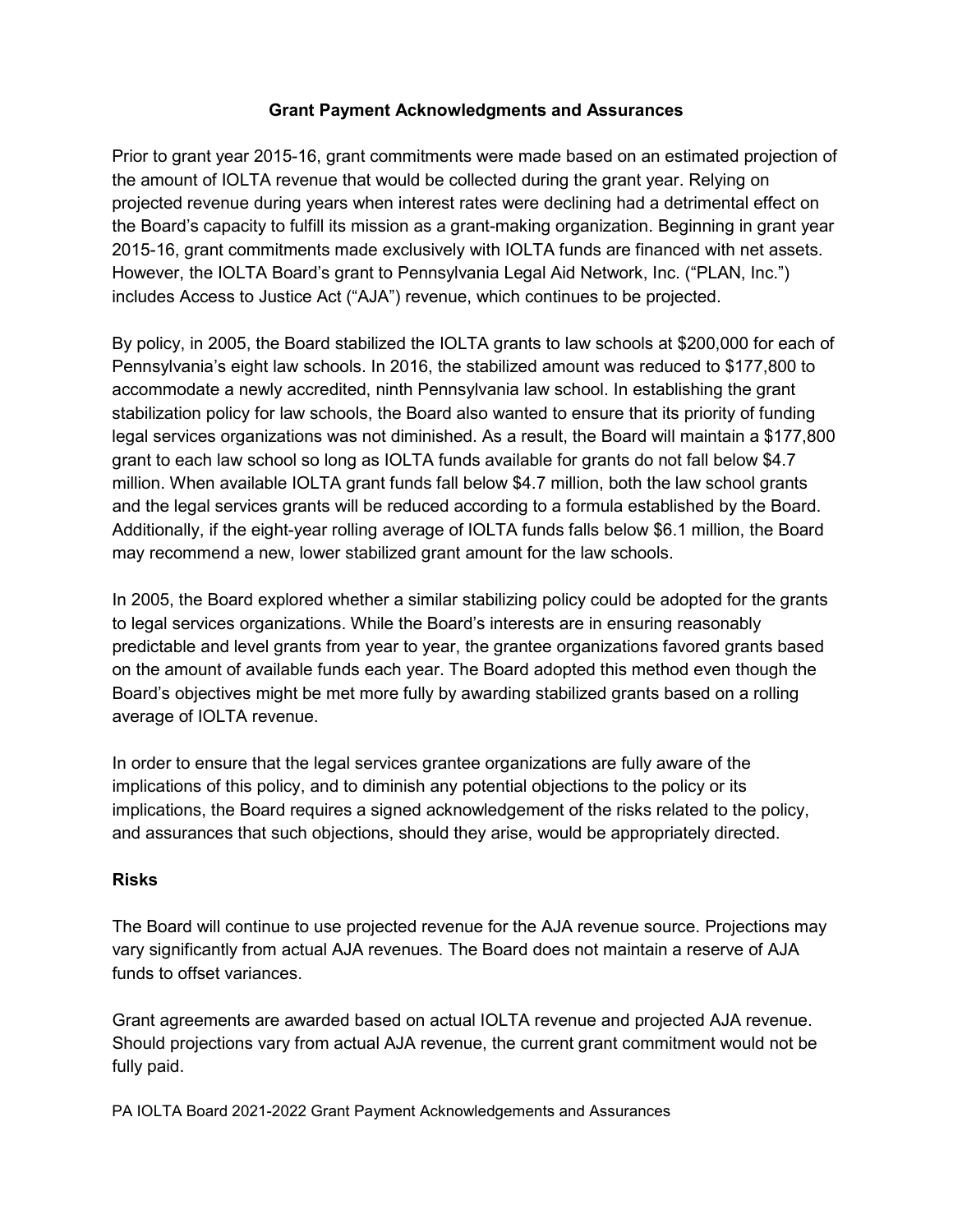## Grant Payment Acknowledgments and Assurances

Prior to grant year 2015-16, grant commitments were made based on an estimated projection of the amount of IOLTA revenue that would be collected during the grant year. Relying on projected revenue during years when interest rates were declining had a detrimental effect on the Board's capacity to fulfill its mission as a grant-making organization. Beginning in grant year 2015-16, grant commitments made exclusively with IOLTA funds are financed with net assets. However, the IOLTA Board's grant to Pennsylvania Legal Aid Network, Inc. ("PLAN, Inc.") includes Access to Justice Act ("AJA") revenue, which continues to be projected.

By policy, in 2005, the Board stabilized the IOLTA grants to law schools at $200,000 for each of Pennsylvania's eight law schools. In 2016, the stabilized amount was reduced to $177,800 to accommodate a newly accredited, ninth Pennsylvania law school. In establishing the grant stabilization policy for law schools, the Board also wanted to ensure that its priority of funding legal services organizations was not diminished. As a result, the Board will maintain a $177,800 grant to each law school so long as IOLTA funds available for grants do not fall below $4.7 million. When available IOLTA grant funds fall below $4.7 million, both the law school grants and the legal services grants will be reduced according to a formula established by the Board. Additionally, if the eight-year rolling average of IOLTA funds falls below $6.1 million, the Board may recommend a new, lower stabilized grant amount for the law schools.

In 2005, the Board explored whether a similar stabilizing policy could be adopted for the grants to legal services organizations. While the Board's interests are in ensuring reasonably predictable and level grants from year to year, the grantee organizations favored grants based on the amount of available funds each year. The Board adopted this method even though the Board's objectives might be met more fully by awarding stabilized grants based on a rolling average of IOLTA revenue.

In order to ensure that the legal services grantee organizations are fully aware of the implications of this policy, and to diminish any potential objections to the policy or its implications, the Board requires a signed acknowledgement of the risks related to the policy, and assurances that such objections, should they arise, would be appropriately directed.

### Risks

The Board will continue to use projected revenue for the AJA revenue source. Projections may vary significantly from actual AJA revenues. The Board does not maintain a reserve of AJA funds to offset variances.

Grant agreements are awarded based on actual IOLTA revenue and projected AJA revenue. Should projections vary from actual AJA revenue, the current grant commitment would not be fully paid.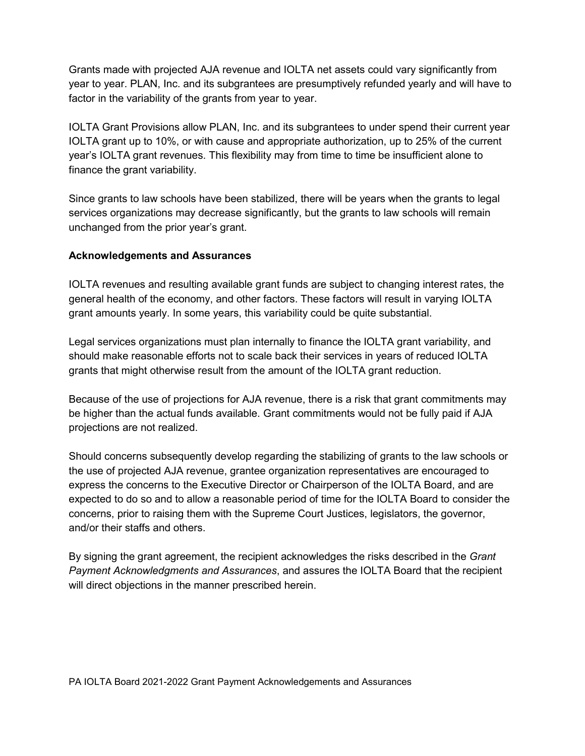Grants made with projected AJA revenue and IOLTA net assets could vary significantly from year to year. PLAN, Inc. and its subgrantees are presumptively refunded yearly and will have to factor in the variability of the grants from year to year.

IOLTA Grant Provisions allow PLAN, Inc. and its subgrantees to under spend their current year IOLTA grant up to 10%, or with cause and appropriate authorization, up to 25% of the current year's IOLTA grant revenues. This flexibility may from time to time be insufficient alone to finance the grant variability.

Since grants to law schools have been stabilized, there will be years when the grants to legal services organizations may decrease significantly, but the grants to law schools will remain unchanged from the prior year's grant.

**Acknowledgements and Assurances**

IOLTA revenues and resulting available grant funds are subject to changing interest rates, the general health of the economy, and other factors. These factors will result in varying IOLTA grant amounts yearly. In some years, this variability could be quite substantial.

Legal services organizations must plan internally to finance the IOLTA grant variability, and should make reasonable efforts not to scale back their services in years of reduced IOLTA grants that might otherwise result from the amount of the IOLTA grant reduction.

Because of the use of projections for AJA revenue, there is a risk that grant commitments may be higher than the actual funds available. Grant commitments would not be fully paid if AJA projections are not realized.

Should concerns subsequently develop regarding the stabilizing of grants to the law schools or the use of projected AJA revenue, grantee organization representatives are encouraged to express the concerns to the Executive Director or Chairperson of the IOLTA Board, and are expected to do so and to allow a reasonable period of time for the IOLTA Board to consider the concerns, prior to raising them with the Supreme Court Justices, legislators, the governor, and/or their staffs and others.

By signing the grant agreement, the recipient acknowledges the risks described in the *Grant Payment Acknowledgments and Assurances*, and assures the IOLTA Board that the recipient will direct objections in the manner prescribed herein.